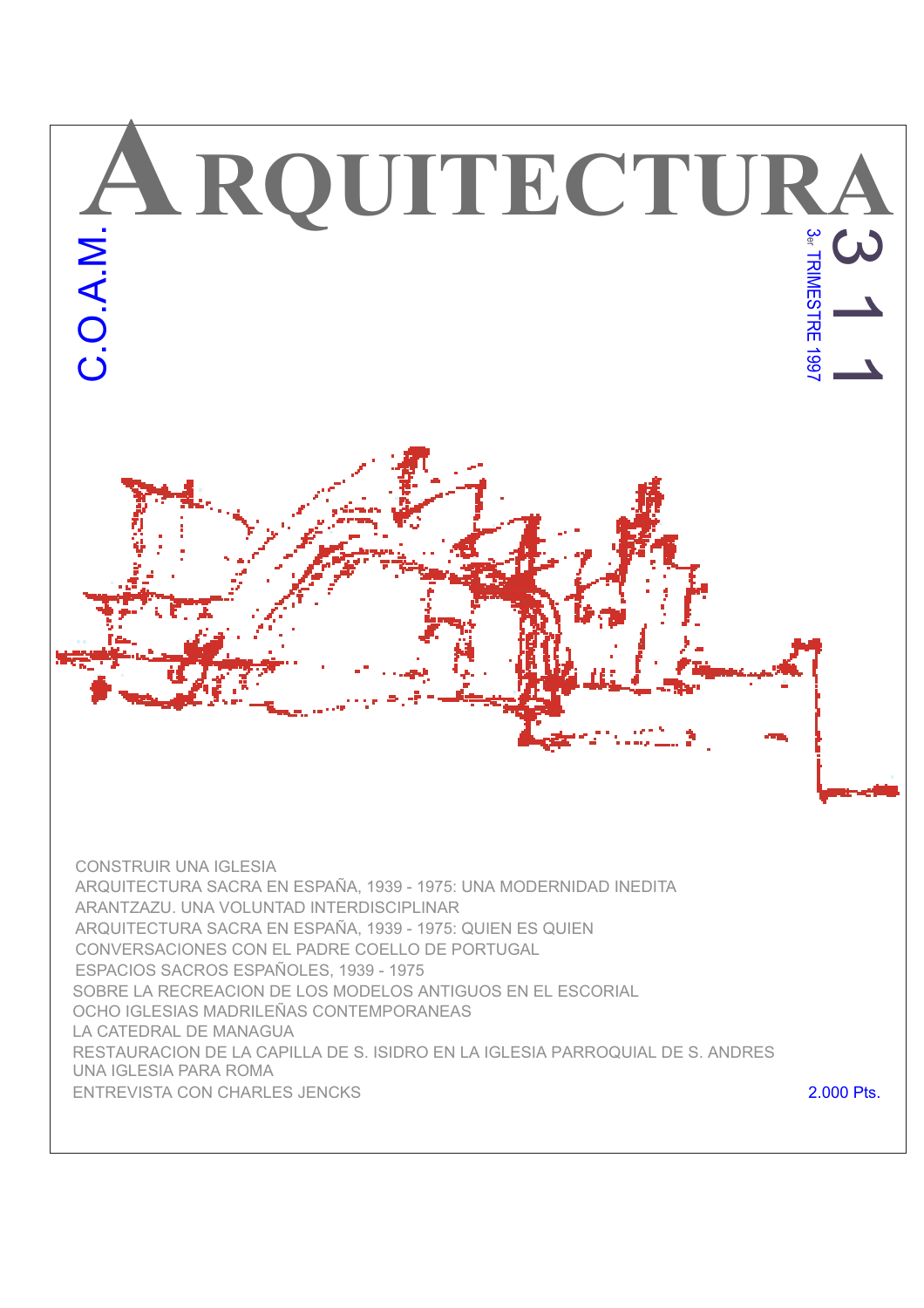# ARQUITECTURA

C.O.A.M.

311

3er TRIMESTRE 1997

CONSTRUIR UNA IGLESIA
ARQUITECTURA SACRA EN ESPAÑA, 1939 - 1975: UNA MODERNIDAD INEDITA
ARANTZAZU. UNA VOLUNTAD INTERDISCIPLINAR
ARQUITECTURA SACRA EN ESPAÑA, 1939 - 1975: QUIEN ES QUIEN
CONVERSACIONES CON EL PADRE COELLO DE PORTUGAL
ESPACIOS SACROS ESPAÑOLES, 1939 - 1975
SOBRE LA RECREACION DE LOS MODELOS ANTIGUOS EN EL ESCORIAL
OCHO IGLESIAS MADRILEÑAS CONTEMPORANEAS
LA CATEDRAL DE MANAGUA
RESTAURACION DE LA CAPILLA DE S. ISIDRO EN LA IGLESIA PARROQUIAL DE S. ANDRES
UNA IGLESIA PARA ROMA
ENTREVISTA CON CHARLES JENCKS

2.000 Pts.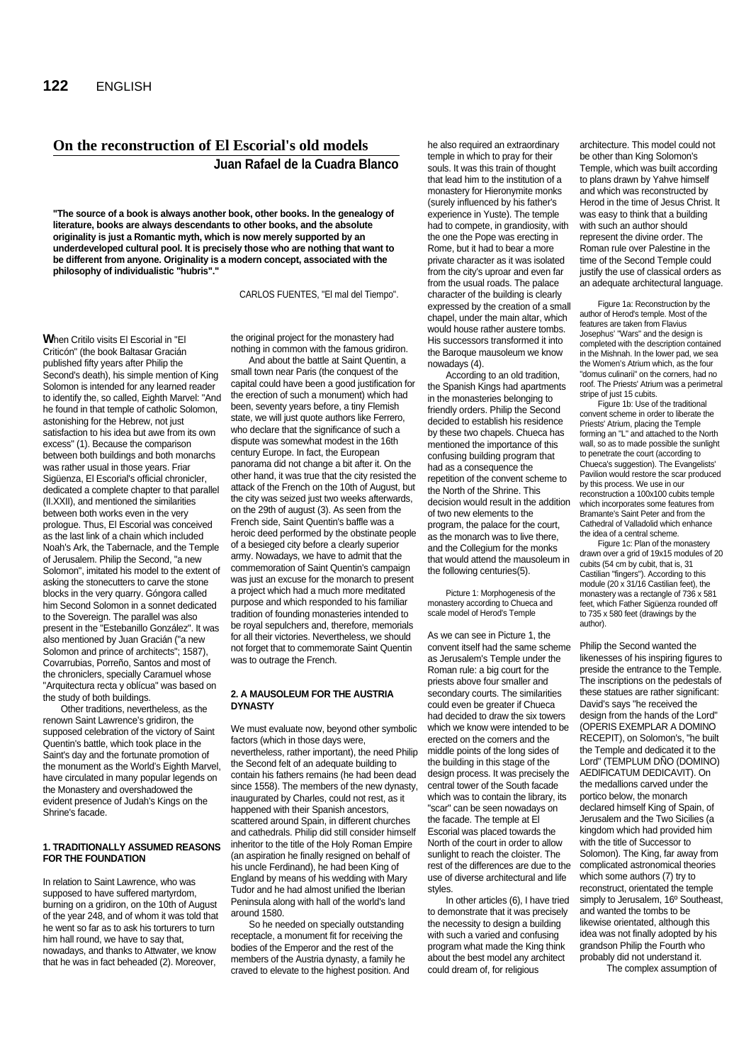# On the reconstruction of El Escorial's old models

**Juan Rafael de la Cuadra Blanco**

**"The source of a book is always another book, other books. In the genealogy of literature, books are always descendants to other books, and the absolute originality is just a Romantic myth, which is now merely supported by an underdeveloped cultural pool. It is precisely those who are nothing that want to be different from anyone. Originality is a modern concept, associated with the philosophy of individualistic "hubris"."**

CARLOS FUENTES, "El mal del Tiempo".

**W**hen Critilo visits El Escorial in "El Criticón" (the book Baltasar Gracián published fifty years after Philip the Second's death), his simple mention of King Solomon is intended for any learned reader to identify the, so called, Eighth Marvel: "And he found in that temple of catholic Solomon, astonishing for the Hebrew, not just satisfaction to his idea but awe from its own excess" (1). Because the comparison between both buildings and both monarchs was rather usual in those years. Friar Sigüenza, El Escorial's official chronicler, dedicated a complete chapter to that parallel (II.XXII), and mentioned the similarities between both works even in the very prologue. Thus, El Escorial was conceived as the last link of a chain which included Noah's Ark, the Tabernacle, and the Temple of Jerusalem. Philip the Second, "a new Solomon", imitated his model to the extent of asking the stonecutters to carve the stone blocks in the very quarry. Góngora called him Second Solomon in a sonnet dedicated to the Sovereign. The parallel was also present in the "Estebanillo González". It was also mentioned by Juan Gracián ("a new Solomon and prince of architects"; 1587), Covarrubias, Porreño, Santos and most of the chroniclers, specially Caramuel whose "Arquitectura recta y oblícua" was based on the study of both buildings.

Other traditions, nevertheless, as the renown Saint Lawrence's gridiron, the supposed celebration of the victory of Saint Quentin's battle, which took place in the Saint's day and the fortunate promotion of the monument as the World's Eighth Marvel, have circulated in many popular legends on the Monastery and overshadowed the evident presence of Judah's Kings on the Shrine's facade.

### 1. TRADITIONALLY ASSUMED REASONS FOR THE FOUNDATION

In relation to Saint Lawrence, who was supposed to have suffered martyrdom, burning on a gridiron, on the 10th of August of the year 248, and of whom it was told that he went so far as to ask his torturers to turn him hall round, we have to say that, nowadays, and thanks to Attwater, we know that he was in fact beheaded (2). Moreover, the original project for the monastery had nothing in common with the famous gridiron.

And about the battle at Saint Quentin, a small town near Paris (the conquest of the capital could have been a good justification for the erection of such a monument) which had been, seventy years before, a tiny Flemish state, we will just quote authors like Ferrero, who declare that the significance of such a dispute was somewhat modest in the 16th century Europe. In fact, the European panorama did not change a bit after it. On the other hand, it was true that the city resisted the attack of the French on the 10th of August, but the city was seized just two weeks afterwards, on the 29th of august (3). As seen from the French side, Saint Quentin's baffle was a heroic deed performed by the obstinate people of a besieged city before a clearly superior army. Nowadays, we have to admit that the commemoration of Saint Quentin's campaign was just an excuse for the monarch to present a project which had a much more meditated purpose and which responded to his familiar tradition of founding monasteries intended to be royal sepulchers and, therefore, memorials for all their victories. Nevertheless, we should not forget that to commemorate Saint Quentin was to outrage the French.

### 2. A MAUSOLEUM FOR THE AUSTRIA DYNASTY

We must evaluate now, beyond other symbolic factors (which in those days were, nevertheless, rather important), the need Philip the Second felt of an adequate building to contain his fathers remains (he had been dead since 1558). The members of the new dynasty, inaugurated by Charles, could not rest, as it happened with their Spanish ancestors, scattered around Spain, in different churches and cathedrals. Philip did still consider himself inheritor to the title of the Holy Roman Empire (an aspiration he finally resigned on behalf of his uncle Ferdinand), he had been King of England by means of his wedding with Mary Tudor and he had almost unified the Iberian Peninsula along with hall of the world's land around 1580.

So he needed on specially outstanding receptacle, a monument fit for receiving the bodies of the Emperor and the rest of the members of the Austria dynasty, a family he craved to elevate to the highest position. And he also required an extraordinary temple in which to pray for their souls. It was this train of thought that lead him to the institution of a monastery for Hieronymite monks (surely influenced by his father's experience in Yuste). The temple had to compete, in grandiosity, with the one the Pope was erecting in Rome, but it had to bear a more private character as it was isolated from the city's uproar and even far from the usual roads. The palace character of the building is clearly expressed by the creation of a small chapel, under the main altar, which would house rather austere tombs. His successors transformed it into the Baroque mausoleum we know nowadays (4).

According to an old tradition, the Spanish Kings had apartments in the monasteries belonging to friendly orders. Philip the Second decided to establish his residence by these two chapels. Chueca has mentioned the importance of this confusing building program that had as a consequence the repetition of the convent scheme to the North of the Shrine. This decision would result in the addition of two new elements to the program, the palace for the court, as the monarch was to live there, and the Collegium for the monks that would attend the mausoleum in the following centuries(5).

Picture 1: Morphogenesis of the monastery according to Chueca and scale model of Herod's Temple

As we can see in Picture 1, the convent itself had the same scheme as Jerusalem's Temple under the Roman rule: a big court for the priests above four smaller and secondary courts. The similarities could even be greater if Chueca had decided to draw the six towers which we know were intended to be erected on the corners and the middle points of the long sides of the building in this stage of the design process. It was precisely the central tower of the South facade which was to contain the library, its "scar" can be seen nowadays on the facade. The temple at El Escorial was placed towards the North of the court in order to allow sunlight to reach the cloister. The rest of the differences are due to the use of diverse architectural and life styles.

In other articles (6), I have tried to demonstrate that it was precisely the necessity to design a building with such a varied and confusing program what made the King think about the best model any architect could dream of, for religious architecture. This model could not be other than King Solomon's Temple, which was built according to plans drawn by Yahve himself and which was reconstructed by Herod in the time of Jesus Christ. It was easy to think that a building with such an author should represent the divine order. The Roman rule over Palestine in the time of the Second Temple could justify the use of classical orders as an adequate architectural language.

Figure 1a: Reconstruction by the author of Herod's temple. Most of the features are taken from Flavius Josephus' "Wars" and the design is completed with the description contained in the Mishnah. In the lower pad, we sea the Women's Atrium which, as the four "domus culinarii" on the corners, had no roof. The Priests' Atrium was a perimetral stripe of just 15 cubits.

Figure 1b: Use of the traditional convent scheme in order to liberate the Priests' Atrium, placing the Temple forming an "L" and attached to the North wall, so as to made possible the sunlight to penetrate the court (according to Chueca's suggestion). The Evangelists' Pavilion would restore the scar produced by this process. We use in our reconstruction a 100x100 cubits temple which incorporates some features from Bramante's Saint Peter and from the Cathedral of Valladolid which enhance the idea of a central scheme.

Figure 1c: Plan of the monastery drawn over a grid of 19x15 modules of 20 cubits (54 cm by cubit, that is, 31 Castilian "fingers"). According to this module (20 x 31/16 Castilian feet), the monastery was a rectangle of 736 x 581 feet, which Father Sigüenza rounded off to 735 x 580 feet (drawings by the author).

Philip the Second wanted the likenesses of his inspiring figures to preside the entrance to the Temple. The inscriptions on the pedestals of these statues are rather significant: David's says "he received the design from the hands of the Lord" (OPERIS EXEMPLAR A DOMINO RECEPIT), on Solomon's, "he built the Temple and dedicated it to the Lord" (TEMPLUM DÑO (DOMINO) AEDIFICATUM DEDICAVIT). On the medallions carved under the portico below, the monarch declared himself King of Spain, of Jerusalem and the Two Sicilies (a kingdom which had provided him with the title of Successor to Solomon). The King, far away from complicated astronomical theories which some authors (7) try to reconstruct, orientated the temple simply to Jerusalem, 16º Southeast, and wanted the tombs to be likewise orientated, although this idea was not finally adopted by his grandson Philip the Fourth who probably did not understand it.

The complex assumption of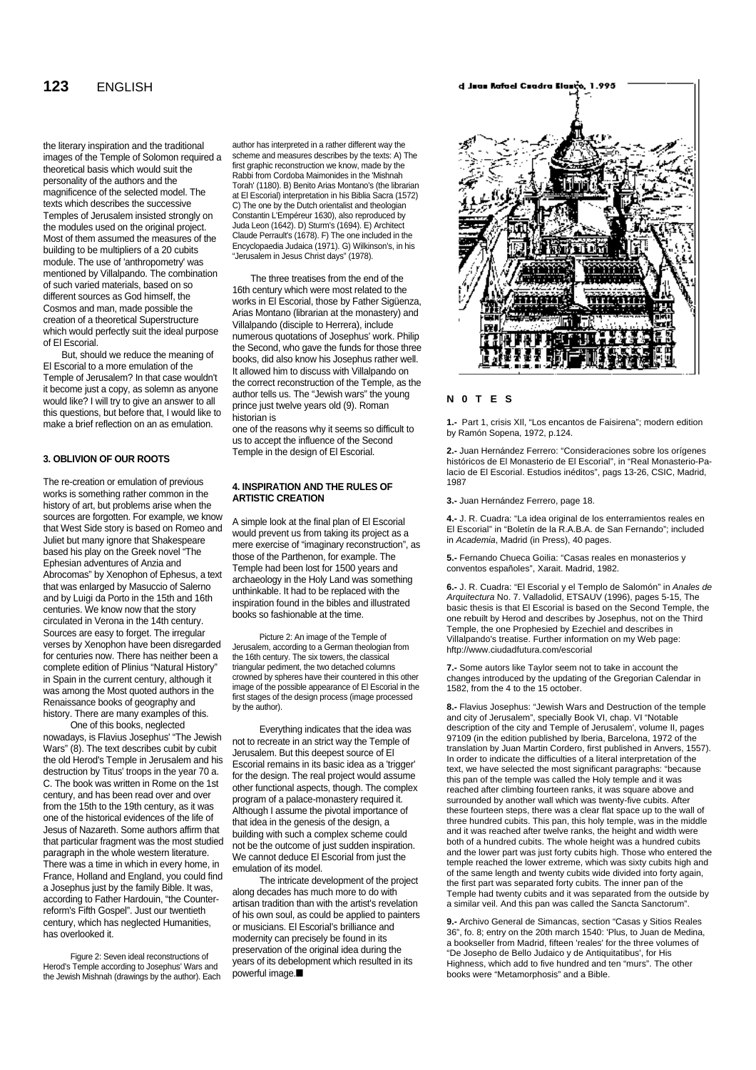the literary inspiration and the traditional images of the Temple of Solomon required a theoretical basis which would suit the personality of the authors and the magnificence of the selected model. The texts which describes the successive Temples of Jerusalem insisted strongly on the modules used on the original project. Most of them assumed the measures of the building to be multipliers of a 20 cubits module. The use of 'anthropometry' was mentioned by Villalpando. The combination of such varied materials, based on so different sources as God himself, the Cosmos and man, made possible the creation of a theoretical Superstructure which would perfectly suit the ideal purpose of El Escorial.

But, should we reduce the meaning of El Escorial to a more emulation of the Temple of Jerusalem? In that case wouldn't it become just a copy, as solemn as anyone would like? I will try to give an answer to all this questions, but before that, I would like to make a brief reflection on an as emulation.

### 3. OBLIVION OF OUR ROOTS

The re-creation or emulation of previous works is something rather common in the history of art, but problems arise when the sources are forgotten. For example, we know that West Side story is based on Romeo and Juliet but many ignore that Shakespeare based his play on the Greek novel "The Ephesian adventures of Anzia and Abrocomas" by Xenophon of Ephesus, a text that was enlarged by Masuccio of Salerno and by Luigi da Porto in the 15th and 16th centuries. We know now that the story circulated in Verona in the 14th century. Sources are easy to forget. The irregular verses by Xenophon have been disregarded for centuries now. There has neither been a complete edition of Plinius "Natural History" in Spain in the current century, although it was among the Most quoted authors in the Renaissance books of geography and history. There are many examples of this.

One of this books, neglected nowadays, is Flavius Josephus' "The Jewish Wars" (8). The text describes cubit by cubit the old Herod's Temple in Jerusalem and his destruction by Titus' troops in the year 70 a. C. The book was written in Rome on the 1st century, and has been read over and over from the 15th to the 19th century, as it was one of the historical evidences of the life of Jesus of Nazareth. Some authors affirm that that particular fragment was the most studied paragraph in the whole western literature. There was a time in which in every home, in France, Holland and England, you could find a Josephus just by the family Bible. It was, according to Father Hardouin, "the Counter-reform's Fifth Gospel". Just our twentieth century, which has neglected Humanities, has overlooked it.

Figure 2: Seven ideal reconstructions of Herod's Temple according to Josephus' Wars and the Jewish Mishnah (drawings by the author). Each author has interpreted in a rather different way the scheme and measures describes by the texts: A) The first graphic reconstruction we know, made by the Rabbi from Cordoba Maimonides in the 'Mishnah Torah' (1180). B) Benito Arias Montano's (the librarian at El Escorial) interpretation in his Biblia Sacra (1572) C) The one by the Dutch orientalist and theologian Constantin L'Empéreur 1630), also reproduced by Juda Leon (1642). D) Sturm's (1694). E) Architect Claude Perrault's (1678). F) The one included in the Encyclopaedia Judaica (1971). G) Wilkinson's, in his "Jerusalem in Jesus Christ days" (1978).

The three treatises from the end of the 16th century which were most related to the works in El Escorial, those by Father Sigüenza, Arias Montano (librarian at the monastery) and Villalpando (disciple to Herrera), include numerous quotations of Josephus' work. Philip the Second, who gave the funds for those three books, did also know his Josephus rather well. It allowed him to discuss with Villalpando on the correct reconstruction of the Temple, as the author tells us. The "Jewish wars" the young prince just twelve years old (9). Roman historian is

one of the reasons why it seems so difficult to us to accept the influence of the Second Temple in the design of El Escorial.

### 4. INSPIRATION AND THE RULES OF ARTISTIC CREATION

A simple look at the final plan of El Escorial would prevent us from taking its project as a mere exercise of "imaginary reconstruction", as those of the Parthenon, for example. The Temple had been lost for 1500 years and archaeology in the Holy Land was something unthinkable. It had to be replaced with the inspiration found in the bibles and illustrated books so fashionable at the time.

Picture 2: An image of the Temple of Jerusalem, according to a German theologian from the 16th century. The six towers, the classical triangular pediment, the two detached columns crowned by spheres have their countered in this other image of the possible appearance of El Escorial in the first stages of the design process (image processed by the author).

Everything indicates that the idea was not to recreate in an strict way the Temple of Jerusalem. But this deepest source of El Escorial remains in its basic idea as a 'trigger' for the design. The real project would assume other functional aspects, though. The complex program of a palace-monastery required it. Although I assume the pivotal importance of that idea in the genesis of the design, a building with such a complex scheme could not be the outcome of just sudden inspiration. We cannot deduce El Escorial from just the emulation of its model.

The intricate development of the project along decades has much more to do with artisan tradition than with the artist's revelation of his own soul, as could be applied to painters or musicians. El Escorial's brilliance and modernity can precisely be found in its preservation of the original idea during the years of its debelopment which resulted in its powerful image.■

d Juan Rafael Cuadra Blasco, 1.995

## N O T E S

**1.-** Part 1, crisis XII, "Los encantos de Faisirena"; modern edition by Ramón Sopena, 1972, p.124.

**2.-** Juan Hernández Ferrero: "Consideraciones sobre los orígenes históricos de El Monasterio de El Escorial", in "Real Monasterio-Palacio de El Escorial. Estudios inéditos", pags 13-26, CSIC, Madrid, 1987

**3.-** Juan Hernández Ferrero, page 18.

**4.-** J. R. Cuadra: "La idea original de los enterramientos reales en El Escorial" in "Boletín de la R.A.B.A. de San Fernando"; included in *Academia*, Madrid (in Press), 40 pages.

**5.-** Fernando Chueca Goilia: "Casas reales en monasterios y conventos españoles", Xarait. Madrid, 1982.

**6.-** J. R. Cuadra: "El Escorial y el Templo de Salomón" in *Anales de Arquitectura* No. 7. Valladolid, ETSAUV (1996), pages 5-15, The basic thesis is that El Escorial is based on the Second Temple, the one rebuilt by Herod and describes by Josephus, not on the Third Temple, the one Prophesied by Ezechiel and describes in Villalpando's treatise. Further information on my Web page: hftp://www.ciudadfutura.com/escorial

**7.-** Some autors like Taylor seem not to take in account the changes introduced by the updating of the Gregorian Calendar in 1582, from the 4 to the 15 october.

**8.-** Flavius Josephus: "Jewish Wars and Destruction of the temple and city of Jerusalem", specially Book VI, chap. VI "Notable description of the city and Temple of Jerusalem', volume II, pages 97109 (in the edition published by Iberia, Barcelona, 1972 of the translation by Juan Martin Cordero, first published in Anvers, 1557). In order to indicate the difficulties of a literal interpretation of the text, we have selected the most significant paragraphs: "because this pan of the temple was called the Holy temple and it was reached after climbing fourteen ranks, it was square above and surrounded by another wall which was twenty-five cubits. After these fourteen steps, there was a clear flat space up to the wall of three hundred cubits. This pan, this holy temple, was in the middle and it was reached after twelve ranks, the height and width were both of a hundred cubits. The whole height was a hundred cubits and the lower part was just forty cubits high. Those who entered the temple reached the lower extreme, which was sixty cubits high and of the same length and twenty cubits wide divided into forty again, the first part was separated forty cubits. The inner pan of the Temple had twenty cubits and it was separated from the outside by a similar veil. And this pan was called the Sancta Sanctorum".

**9.-** Archivo General de Simancas, section "Casas y Sitios Reales 36", fo. 8; entry on the 20th march 1540: 'Plus, to Juan de Medina, a bookseller from Madrid, fifteen 'reales' for the three volumes of "De Josepho de Bello Judaico y de Antiquitatibus', for His Highness, which add to five hundred and ten "murs". The other books were "Metamorphosis" and a Bible.